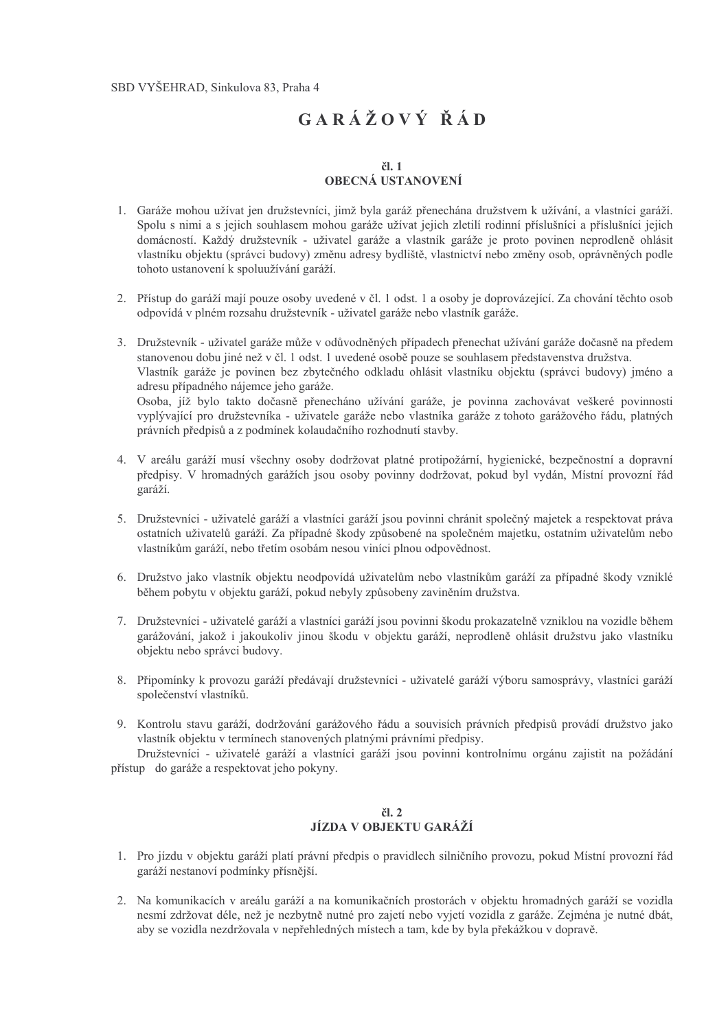SBD VYŠEHRAD, Sinkulova 83, Praha 4

# G A R Á Ž O V Ý Ř Á D

## čl. 1
## OBECNÁ USTANOVENÍ

1. Garáže mohou užívat jen družstevníci, jimž byla garáž přenechána družstvem k užívání, a vlastníci garáží. Spolu s nimi a s jejich souhlasem mohou garáže užívat jejich zletilí rodinní příslušníci a příslušníci jejich domácností. Každý družstevník - uživatel garáže a vlastník garáže je proto povinen neprodleně ohlásit vlastníku objektu (správci budovy) změnu adresy bydliště, vlastnictví nebo změny osob, oprávněných podle tohoto ustanovení k spoluužívání garáží.

2. Přístup do garáží mají pouze osoby uvedené v čl. 1 odst. 1 a osoby je doprovázející. Za chování těchto osob odpovídá v plném rozsahu družstevník - uživatel garáže nebo vlastník garáže.

3. Družstevník - uživatel garáže může v odůvodněných případech přenechat užívání garáže dočasně na předem stanovenou dobu jiné než v čl. 1 odst. 1 uvedené osobě pouze se souhlasem představenstva družstva. Vlastník garáže je povinen bez zbytečného odkladu ohlásit vlastníku objektu (správci budovy) jméno a adresu případného nájemce jeho garáže.
Osoba, jíž bylo takto dočasně přenecháno užívání garáže, je povinna zachovávat veškeré povinnosti vyplývající pro družstevníka - uživatele garáže nebo vlastníka garáže z tohoto garážového řádu, platných právních předpisů a z podmínek kolaudačního rozhodnutí stavby.

4. V areálu garáží musí všechny osoby dodržovat platné protipožární, hygienické, bezpečnostní a dopravní předpisy. V hromadných garážích jsou osoby povinny dodržovat, pokud byl vydán, Místní provozní řád garáží.

5. Družstevníci - uživatelé garáží a vlastníci garáží jsou povinni chránit společný majetek a respektovat práva ostatních uživatelů garáží. Za případné škody způsobené na společném majetku, ostatním uživatelům nebo vlastníkům garáží, nebo třetím osobám nesou viníci plnou odpovědnost.

6. Družstvo jako vlastník objektu neodpovídá uživatelům nebo vlastníkům garáží za případné škody vzniklé během pobytu v objektu garáží, pokud nebyly způsobeny zaviněním družstva.

7. Družstevníci - uživatelé garáží a vlastníci garáží jsou povinni škodu prokazatelně vzniklou na vozidle během garážování, jakož i jakoukoliv jinou škodu v objektu garáží, neprodleně ohlásit družstvu jako vlastníku objektu nebo správci budovy.

8. Připomínky k provozu garáží předávají družstevníci - uživatelé garáží výboru samosprávy, vlastníci garáží společenství vlastníků.

9. Kontrolu stavu garáží, dodržování garážového řádu a souvisích právních předpisů provádí družstvo jako vlastník objektu v termínech stanovených platnými právními předpisy.
Družstevníci - uživatelé garáží a vlastníci garáží jsou povinni kontrolnímu orgánu zajistit na požádání přístup do garáže a respektovat jeho pokyny.

## čl. 2
## JÍZDA V OBJEKTU GARÁŽÍ

1. Pro jízdu v objektu garáží platí právní předpis o pravidlech silničního provozu, pokud Místní provozní řád garáží nestanoví podmínky přísnější.

2. Na komunikacích v areálu garáží a na komunikačních prostorách v objektu hromadných garáží se vozidla nesmí zdržovat déle, než je nezbytně nutné pro zajetí nebo vyjetí vozidla z garáže. Zejména je nutné dbát, aby se vozidla nezdržovala v nepřehledných místech a tam, kde by byla překážkou v dopravě.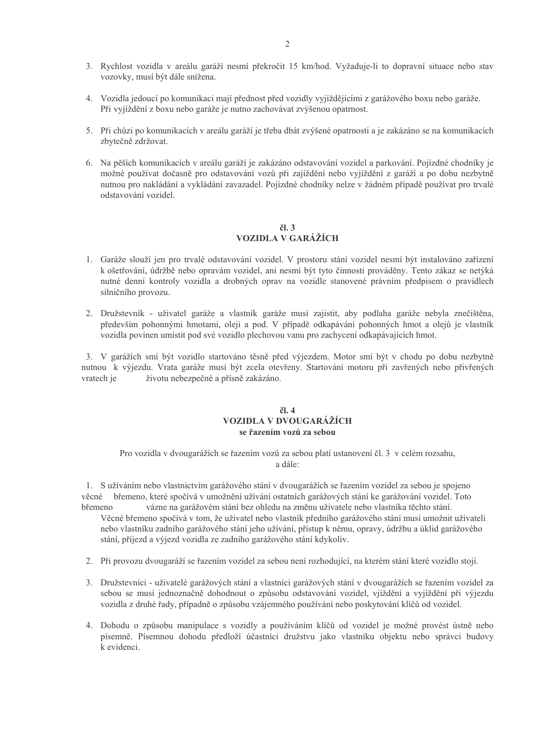3. Rychlost vozidla v areálu garáží nesmí překročit 15 km/hod. Vyžaduje-li to dopravní situace nebo stav vozovky, musí být dále snížena.

4. Vozidla jedoucí po komunikaci mají přednost před vozidly vyjíždějícími z garážového boxu nebo garáže. Při vyjíždění z boxu nebo garáže je nutno zachovávat zvýšenou opatrnost.

5. Při chůzi po komunikacích v areálu garáží je třeba dbát zvýšené opatrnosti a je zakázáno se na komunikacích zbytečně zdržovat.

6. Na pěších komunikacích v areálu garáží je zakázáno odstavování vozidel a parkování. Pojízdné chodníky je možné používat dočasně pro odstavování vozů při zajíždění nebo vyjíždění z garáží a po dobu nezbytně nutnou pro nakládání a vykládání zavazadel. Pojízdné chodníky nelze v žádném případě používat pro trvalé odstavování vozidel.

## čl. 3
## VOZIDLA V GARÁŽÍCH

1. Garáže slouží jen pro trvalé odstavování vozidel. V prostoru stání vozidel nesmí být instalováno zařízení k ošetřování, údržbě nebo opravám vozidel, ani nesmí být tyto činnosti prováděny. Tento zákaz se netýká nutné denní kontroly vozidla a drobných oprav na vozidle stanovené právním předpisem o pravidlech silničního provozu.

2. Družstevník - uživatel garáže a vlastník garáže musí zajistit, aby podlaha garáže nebyla znečištěna, především pohonnými hmotami, oleji a pod. V případě odkapávání pohonných hmot a olejů je vlastník vozidla povinen umístit pod své vozidlo plechovou vanu pro zachycení odkapávajících hmot.

3. V garážích smí být vozidlo startováno těsně před výjezdem. Motor smí být v chodu po dobu nezbytně nutnou k výjezdu. Vrata garáže musí být zcela otevřeny. Startování motoru při zavřených nebo přivřených vratech je životu nebezpečné a přísně zakázáno.

## čl. 4
## VOZIDLA V DVOUGARÁŽÍCH
### se řazením vozů za sebou

Pro vozidla v dvougarážích se řazením vozů za sebou platí ustanovení čl. 3 v celém rozsahu, a dále:

1. S užíváním nebo vlastnictvím garážového stání v dvougarážích se řazením vozidel za sebou je spojeno věcné břemeno, které spočívá v umožnění užívání ostatních garážových stání ke garážování vozidel. Toto břemeno vázne na garážovém stání bez ohledu na změnu uživatele nebo vlastníka těchto stání. Věcné břemeno spočívá v tom, že uživatel nebo vlastník předního garážového stání musí umožnit uživateli nebo vlastníku zadního garážového stání jeho užívání, přístup k němu, opravy, údržbu a úklid garážového stání, příjezd a výjezd vozidla ze zadního garážového stání kdykoliv.

2. Při provozu dvougaráží se řazením vozidel za sebou není rozhodující, na kterém stání které vozidlo stojí.

3. Družstevníci - uživatelé garážových stání a vlastníci garážových stání v dvougarážích se řazením vozidel za sebou se musí jednoznačně dohodnout o způsobu odstavování vozidel, vjíždění a vyjíždění při výjezdu vozidla z druhé řady, případně o způsobu vzájemného používání nebo poskytování klíčů od vozidel.

4. Dohodu o způsobu manipulace s vozidly a používáním klíčů od vozidel je možné provést ústně nebo písemně. Písemnou dohodu předloží účastníci družstvu jako vlastníku objektu nebo správci budovy k evidenci.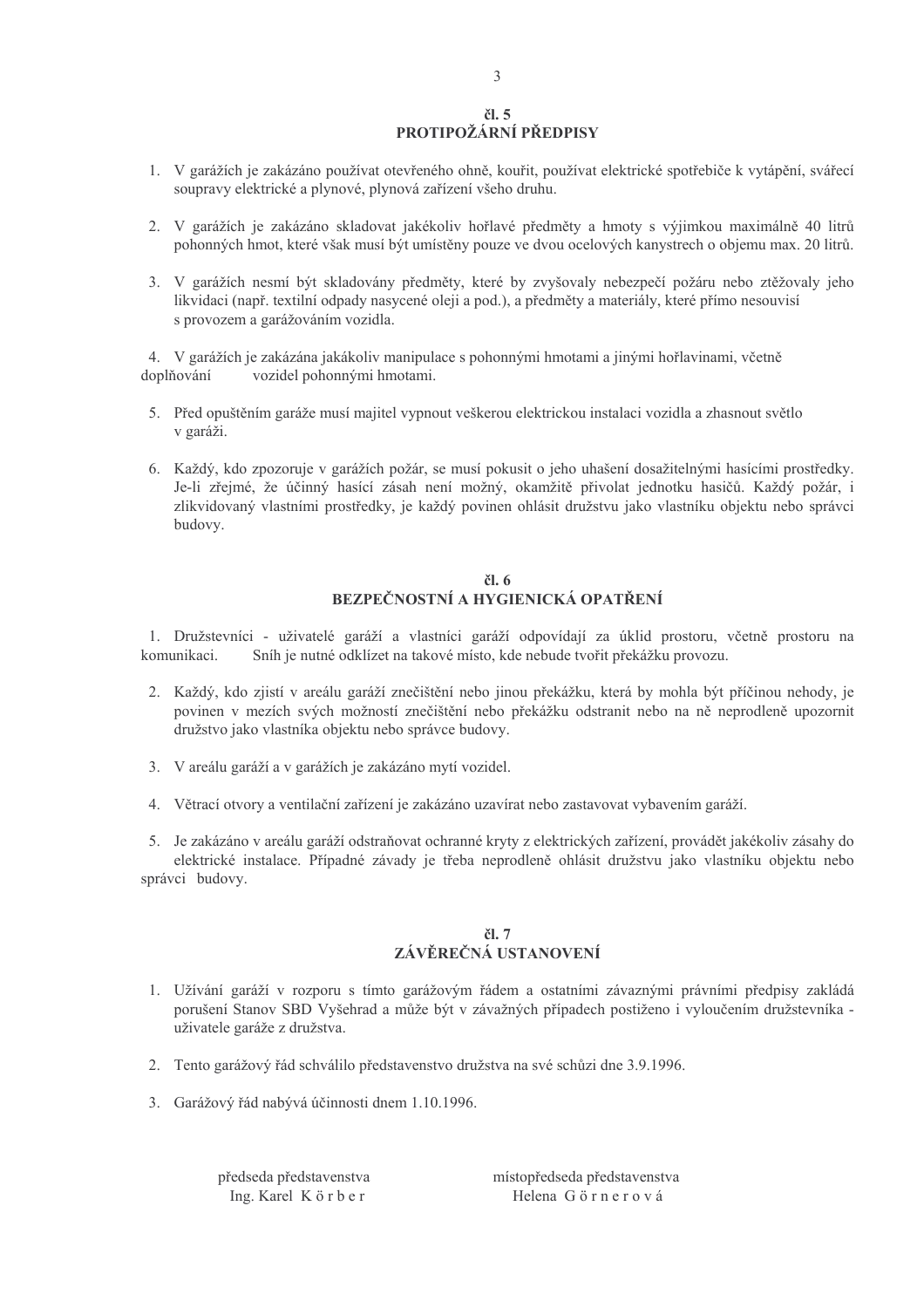## čl. 5
## PROTIPOŽÁRNÍ PŘEDPISY

1. V garážích je zakázáno používat otevřeného ohně, kouřit, používat elektrické spotřebiče k vytápění, svářecí soupravy elektrické a plynové, plynová zařízení všeho druhu.

2. V garážích je zakázáno skladovat jakékoliv hořlavé předměty a hmoty s výjimkou maximálně 40 litrů pohonných hmot, které však musí být umístěny pouze ve dvou ocelových kanystrech o objemu max. 20 litrů.

3. V garážích nesmí být skladovány předměty, které by zvyšovaly nebezpečí požáru nebo ztěžovaly jeho likvidaci (např. textilní odpady nasycené oleji a pod.), a předměty a materiály, které přímo nesouvisí s provozem a garážováním vozidla.

4. V garážích je zakázána jakákoliv manipulace s pohonnými hmotami a jinými hořlavinami, včetně doplňování vozidel pohonnými hmotami.

5. Před opuštěním garáže musí majitel vypnout veškerou elektrickou instalaci vozidla a zhasnout světlo v garáži.

6. Každý, kdo zpozoruje v garážích požár, se musí pokusit o jeho uhašení dosažitelnými hasícími prostředky. Je-li zřejmé, že účinný hasící zásah není možný, okamžitě přivolat jednotku hasičů. Každý požár, i zlikvidovaný vlastními prostředky, je každý povinen ohlásit družstvu jako vlastníku objektu nebo správci budovy.

## čl. 6
## BEZPEČNOSTNÍ A HYGIENICKÁ OPATŘENÍ

1. Družstevníci - uživatelé garáží a vlastníci garáží odpovídají za úklid prostoru, včetně prostoru na komunikaci. Sníh je nutné odklízet na takové místo, kde nebude tvořit překážku provozu.

2. Každý, kdo zjistí v areálu garáží znečištění nebo jinou překážku, která by mohla být příčinou nehody, je povinen v mezích svých možností znečištění nebo překážku odstranit nebo na ně neprodleně upozornit družstvo jako vlastníka objektu nebo správce budovy.

3. V areálu garáží a v garážích je zakázáno mytí vozidel.

4. Větrací otvory a ventilační zařízení je zakázáno uzavírat nebo zastavovat vybavením garáží.

5. Je zakázáno v areálu garáží odstraňovat ochranné kryty z elektrických zařízení, provádět jakékoliv zásahy do elektrické instalace. Případné závady je třeba neprodleně ohlásit družstvu jako vlastníku objektu nebo správci budovy.

## čl. 7
## ZÁVĚREČNÁ USTANOVENÍ

1. Užívání garáží v rozporu s tímto garážovým řádem a ostatními závaznými právními předpisy zakládá porušení Stanov SBD Vyšehrad a může být v závažných případech postiženo i vyloučením družstevníka - uživatele garáže z družstva.

2. Tento garážový řád schválilo představenstvo družstva na své schůzi dne 3.9.1996.

3. Garážový řád nabývá účinnosti dnem 1.10.1996.

předseda představenstva
Ing. Karel K ö r b e r

místopředseda představenstva
Helena G ö r n e r o v á